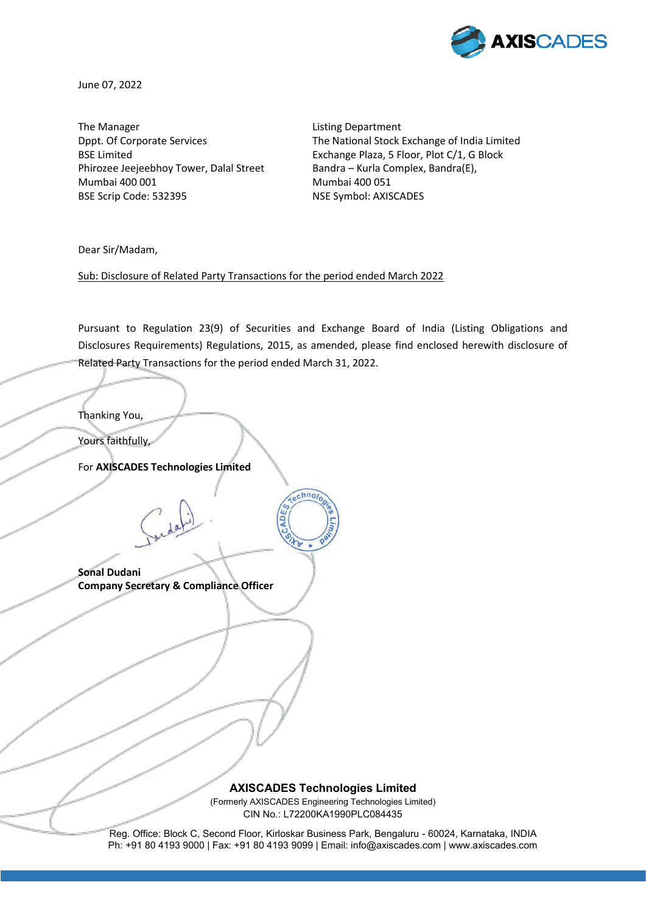June 07, 2022

The Manager
Dppt. Of Corporate Services
BSE Limited
Phirozee Jeejeebhoy Tower, Dalal Street
Mumbai 400 001
BSE Scrip Code: 532395

Listing Department
The National Stock Exchange of India Limited
Exchange Plaza, 5 Floor, Plot C/1, G Block
Bandra – Kurla Complex, Bandra(E),
Mumbai 400 051
NSE Symbol: AXISCADES

Dear Sir/Madam,

Sub: Disclosure of Related Party Transactions for the period ended March 2022

Pursuant to Regulation 23(9) of Securities and Exchange Board of India (Listing Obligations and Disclosures Requirements) Regulations, 2015, as amended, please find enclosed herewith disclosure of Related Party Transactions for the period ended March 31, 2022.

Thanking You,

Yours faithfully,

For **AXISCADES Technologies Limited**

**Sonal Dudani**
**Company Secretary & Compliance Officer**

**AXISCADES Technologies Limited**
(Formerly AXISCADES Engineering Technologies Limited)
CIN No.: L72200KA1990PLC084435

Reg. Office: Block C, Second Floor, Kirloskar Business Park, Bengaluru - 60024, Karnataka, INDIA
Ph: +91 80 4193 9000 | Fax: +91 80 4193 9099 | Email: info@axiscades.com | www.axiscades.com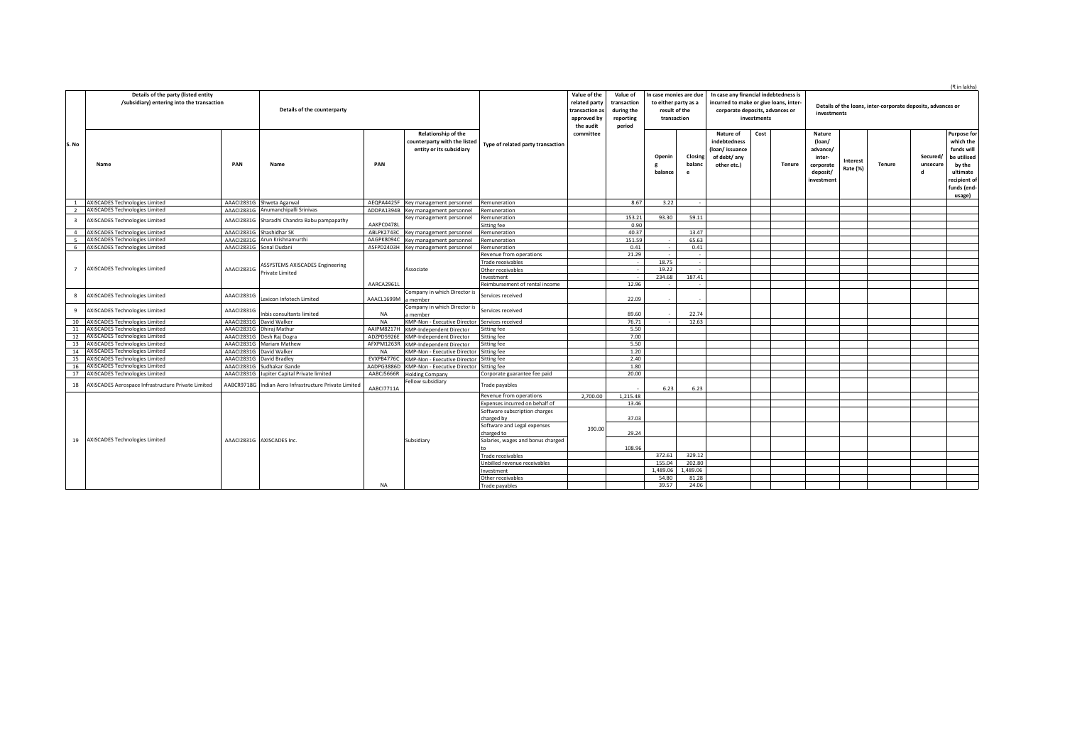(₹ in lakhs)

| S. No | Details of the party (listed entity /subsidiary) entering into the transaction | | Details of the counterparty | | | Type of related party transaction | Value of the related party transaction as approved by the audit committee | Value of transaction during the reporting period | In case monies are due to either party as a result of the transaction | | In case any financial indebtedness is incurred to make or give loans, inter-corporate deposits, advances or investments | | | Details of the loans, inter-corporate deposits, advances or investments | | | | |
|---|---|---|---|---|---|---|---|---|---|---|---|---|---|---|---|---|---|---|
| | Name | PAN | Name | PAN | Relationship of the counterparty with the listed entity or its subsidiary | | | | Opening balance | Closing balance | Nature of indebtedness (loan/ issuance of debt/ any other etc.) | Cost | Tenure | Nature (loan/ advance/ inter-corporate deposit/ investment | Interest Rate (%) | Tenure | Secured/ unsecured | Purpose for which the funds will be utilised by the ultimate recipient of funds (end-usage) |
| 1 | AXISCADES Technologies Limited | AAACI2831G | Shweta Agarwal | AEQPA4425F | Key management personnel | Remuneration | | 8.67 | 3.22 | - | | | | | | | | |
| 2 | AXISCADES Technologies Limited | AAACI2831G | Anumanchipalli Srinivas | ADDPA1394B | Key management personnel | Remuneration | | | | | | | | | | | | |
| 3 | AXISCADES Technologies Limited | AAACI2831G | Sharadhi Chandra Babu pampapathy | AAKPC0478L | Key management personnel | Remuneration | | 153.21 | 93.30 | 59.11 | | | | | | | | |
| | | | | | | Sitting fee | | 0.90 | | | | | | | | | | |
| 4 | AXISCADES Technologies Limited | AAACI2831G | Shashidhar SK | ABLPK2743C | Key management personnel | Remuneration | | 40.37 | | 13.47 | | | | | | | | |
| 5 | AXISCADES Technologies Limited | AAACI2831G | Arun Krishnamurthi | AAGPK8094C | Key management personnel | Remuneration | | 151.59 | - | 65.63 | | | | | | | | |
| 6 | AXISCADES Technologies Limited | AAACI2831G | Sonal Dudani | ASFPD2403H | Key management personnel | Remuneration | | 0.41 | - | 0.41 | | | | | | | | |
| 7 | AXISCADES Technologies Limited | AAACI2831G | ASSYSTEMS AXISCADES Engineering Private Limited | AARCA2961L | Associate | Revenue from operations | | 21.29 | - | - | | | | | | | | |
| | | | | | | Trade receivables | | - | 18.75 | - | | | | | | | | |
| | | | | | | Other receivables | | - | 19.22 | - | | | | | | | | |
| | | | | | | Investment | | - | 234.68 | 187.41 | | | | | | | | |
| | | | | | | Reimbursement of rental income | | 12.96 | - | - | | | | | | | | |
| 8 | AXISCADES Technologies Limited | AAACI2831G | Lexicon Infotech Limited | AAACL1699M | Company in which Director is a member | Services received | | 22.09 | - | - | | | | | | | | |
| 9 | AXISCADES Technologies Limited | AAACI2831G | Inbis consultants limited | NA | Company in which Director is a member | Services received | | 89.60 | - | 22.74 | | | | | | | | |
| 10 | AXISCADES Technologies Limited | AAACI2831G | David Walker | NA | KMP-Non - Executive Director | Services received | | 76.71 | - | 12.63 | | | | | | | | |
| 11 | AXISCADES Technologies Limited | AAACI2831G | Dhiraj Mathur | AAIPM8217H | KMP-Independent Director | Sitting fee | | 5.50 | | | | | | | | | | |
| 12 | AXISCADES Technologies Limited | AAACI2831G | Desh Raj Dogra | ADZPD5926E | KMP-Independent Director | Sitting fee | | 7.00 | | | | | | | | | | |
| 13 | AXISCADES Technologies Limited | AAACI2831G | Mariam Mathew | AFXPM1263R | KMP-Independent Director | Sitting fee | | 5.50 | | | | | | | | | | |
| 14 | AXISCADES Technologies Limited | AAACI2831G | David Walker | NA | KMP-Non - Executive Director | Sitting fee | | 1.20 | | | | | | | | | | |
| 15 | AXISCADES Technologies Limited | AAACI2831G | David Bradley | EVXPB4776C | KMP-Non - Executive Director | Sitting fee | | 2.40 | | | | | | | | | | |
| 16 | AXISCADES Technologies Limited | AAACI2831G | Sudhakar Gande | AADPG3886D | KMP-Non - Executive Director | Sitting fee | | 1.80 | | | | | | | | | | |
| 17 | AXISCADES Technologies Limited | AAACI2831G | Jupiter Capital Private limited | AABCJ5666R | Holding Company | Corporate guarantee fee paid | | 20.00 | | | | | | | | | | |
| 18 | AXISCADES Aerospace Infrastructure Private Limited | AABCR9718G | Indian Aero Infrastructure Private Limited | AABCI7711A | Fellow subsidiary | Trade payables | | - | 6.23 | 6.23 | | | | | | | | |
| 19 | AXISCADES Technologies Limited | AAACI2831G | AXISCADES Inc. | NA | Subsidiary | Revenue from operations | 2,700.00 | 1,215.48 | | | | | | | | | | |
| | | | | | | Expenses incurred on behalf of | | 13.46 | | | | | | | | | | |
| | | | | | | Software subscription charges charged by | 390.00 | 37.03 | | | | | | | | | | |
| | | | | | | Software and Legal expenses charged to | | 29.24 | | | | | | | | | | |
| | | | | | | Salaries, wages and bonus charged to | | 108.96 | | | | | | | | | | |
| | | | | | | Trade receivables | | | 372.61 | 329.12 | | | | | | | | |
| | | | | | | Unbilled revenue receivables | | | 155.04 | 202.80 | | | | | | | | |
| | | | | | | Investment | | | 1,489.06 | 1,489.06 | | | | | | | | |
| | | | | | | Other receivables | | | 54.80 | 81.28 | | | | | | | | |
| | | | | | | Trade payables | | | 39.57 | 24.06 | | | | | | | | |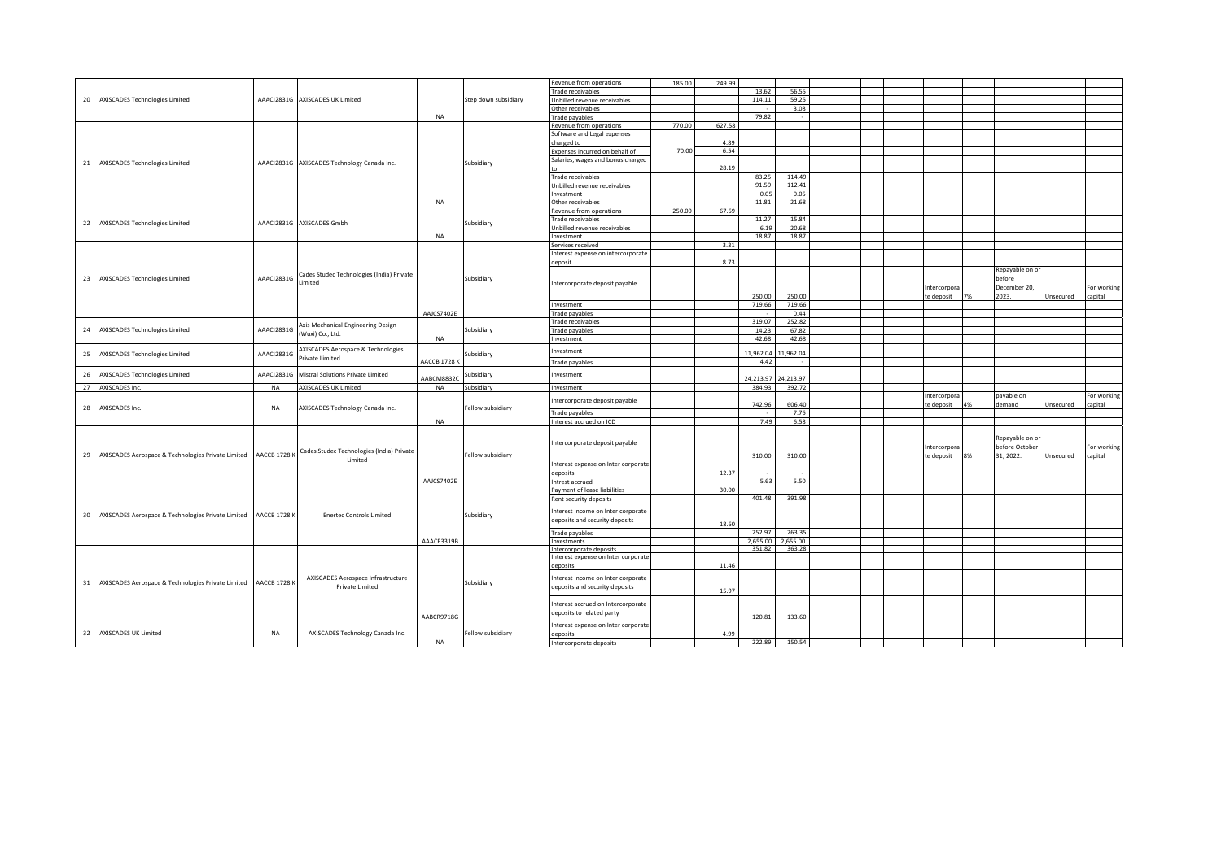| | | | | | | | | | | | | | | | | | | | |
|---|---|---|---|---|---|---|---|---|---|---|---|---|---|---|---|---|---|---|---|
| 20 | AXISCADES Technologies Limited | AAACI2831G | AXISCADES UK Limited | NA | Step down subsidiary | Revenue from operations | 185.00 | 249.99 | | | | | | | | | | | |
| | | | | | | Trade receivables | | | 13.62 | 56.55 | | | | | | | | | |
| | | | | | | Unbilled revenue receivables | | | 114.11 | 59.25 | | | | | | | | | |
| | | | | | | Other receivables | | | - | 3.08 | | | | | | | | | |
| | | | | | | Trade payables | | | 79.82 | - | | | | | | | | | |
| 21 | AXISCADES Technologies Limited | AAACI2831G | AXISCADES Technology Canada Inc. | NA | Subsidiary | Revenue from operations | 770.00 | 627.58 | | | | | | | | | | | |
| | | | | | | Software and Legal expenses charged to | | 4.89 | | | | | | | | | | | |
| | | | | | | Expenses incurred on behalf of | 70.00 | 6.54 | | | | | | | | | | | |
| | | | | | | Salaries, wages and bonus charged to | | 28.19 | | | | | | | | | | | |
| | | | | | | Trade receivables | | | 83.25 | 114.49 | | | | | | | | | |
| | | | | | | Unbilled revenue receivables | | | 91.59 | 112.41 | | | | | | | | | |
| | | | | | | Investment | | | 0.05 | 0.05 | | | | | | | | | |
| | | | | | | Other receivables | | | 11.81 | 21.68 | | | | | | | | | |
| 22 | AXISCADES Technologies Limited | AAACI2831G | AXISCADES Gmbh | NA | Subsidiary | Revenue from operations | 250.00 | 67.69 | | | | | | | | | | | |
| | | | | | | Trade receivables | | | 11.27 | 15.84 | | | | | | | | | |
| | | | | | | Unbilled revenue receivables | | | 6.19 | 20.68 | | | | | | | | | |
| | | | | | | Investment | | | 18.87 | 18.87 | | | | | | | | | |
| 23 | AXISCADES Technologies Limited | AAACI2831G | Cades Studec Technologies (India) Private Limited | AAJCS7402E | Subsidiary | Services received | | 3.31 | | | | | | | | | | | |
| | | | | | | Interest expense on intercorporate deposit | | 8.73 | | | | | | | | | | | |
| | | | | | | Intercorporate deposit payable | | | 250.00 | 250.00 | | | | | Intercorporate deposit | 7% | Repayable on or before December 20, 2023. | Unsecured | For working capital |
| | | | | | | Investment | | | 719.66 | 719.66 | | | | | | | | | |
| | | | | | | Trade payables | | | - | 0.44 | | | | | | | | | |
| 24 | AXISCADES Technologies Limited | AAACI2831G | Axis Mechanical Engineering Design (Wuxi) Co., Ltd. | NA | Subsidiary | Trade receivables | | | 319.07 | 252.82 | | | | | | | | | |
| | | | | | | Trade payables | | | 14.23 | 67.82 | | | | | | | | | |
| | | | | | | Investment | | | 42.68 | 42.68 | | | | | | | | | |
| 25 | AXISCADES Technologies Limited | AAACI2831G | AXISCADES Aerospace & Technologies Private Limited | AACCB 1728 K | Subsidiary | Investment | | | 11,962.04 | 11,962.04 | | | | | | | | | |
| | | | | | | Trade payables | | | 4.42 | - | | | | | | | | | |
| 26 | AXISCADES Technologies Limited | AAACI2831G | Mistral Solutions Private Limited | AABCM8832C | Subsidiary | Investment | | | 24,213.97 | 24,213.97 | | | | | | | | | |
| 27 | AXISCADES Inc. | NA | AXISCADES UK Limited | NA | Subsidiary | Investment | | | 384.93 | 392.72 | | | | | | | | | |
| 28 | AXISCADES Inc. | NA | AXISCADES Technology Canada Inc. | NA | Fellow subsidiary | Intercorporate deposit payable | | | 742.96 | 606.40 | | | | | Intercorporate deposit | 4% | payable on demand | Unsecured | For working capital |
| | | | | | | Trade payables | | | - | 7.76 | | | | | | | | | |
| | | | | | | Interest accrued on ICD | | | 7.49 | 6.58 | | | | | | | | | |
| 29 | AXISCADES Aerospace & Technologies Private Limited | AACCB 1728 K | Cades Studec Technologies (India) Private Limited | AAJCS7402E | Fellow subsidiary | Intercorporate deposit payable | | | 310.00 | 310.00 | | | | | Intercorporate deposit | 8% | Repayable on or before October 31, 2022. | Unsecured | For working capital |
| | | | | | | Interest expense on Inter corporate deposits | | 12.37 | - | - | | | | | | | | | |
| | | | | | | Intrest accrued | | | 5.63 | 5.50 | | | | | | | | | |
| 30 | AXISCADES Aerospace & Technologies Private Limited | AACCB 1728 K | Enertec Controls Limited | AAACE3319B | Subsidiary | Payment of lease liabilities | | 30.00 | | | | | | | | | | | |
| | | | | | | Rent security deposits | | | 401.48 | 391.98 | | | | | | | | | |
| | | | | | | Interest income on Inter corporate deposits and security deposits | | 18.60 | | | | | | | | | | | |
| | | | | | | Trade payables | | | 252.97 | 263.35 | | | | | | | | | |
| | | | | | | Investments | | | 2,655.00 | 2,655.00 | | | | | | | | | |
| 31 | AXISCADES Aerospace & Technologies Private Limited | AACCB 1728 K | AXISCADES Aerospace Infrastructure Private Limited | AABCR9718G | Subsidiary | Intercorporate deposits | | | 351.82 | 363.28 | | | | | | | | | |
| | | | | | | Interest expense on Inter corporate deposits | | 11.46 | | | | | | | | | | | |
| | | | | | | Interest income on Inter corporate deposits and security deposits | | 15.97 | | | | | | | | | | | |
| | | | | | | Interest accrued on Intercorporate deposits to related party | | | 120.81 | 133.60 | | | | | | | | | |
| 32 | AXISCADES UK Limited | NA | AXISCADES Technology Canada Inc. | NA | Fellow subsidiary | Interest expense on Inter corporate deposits | | 4.99 | | | | | | | | | | | |
| | | | | | | Intercorporate deposits | | | 222.89 | 150.54 | | | | | | | | | |